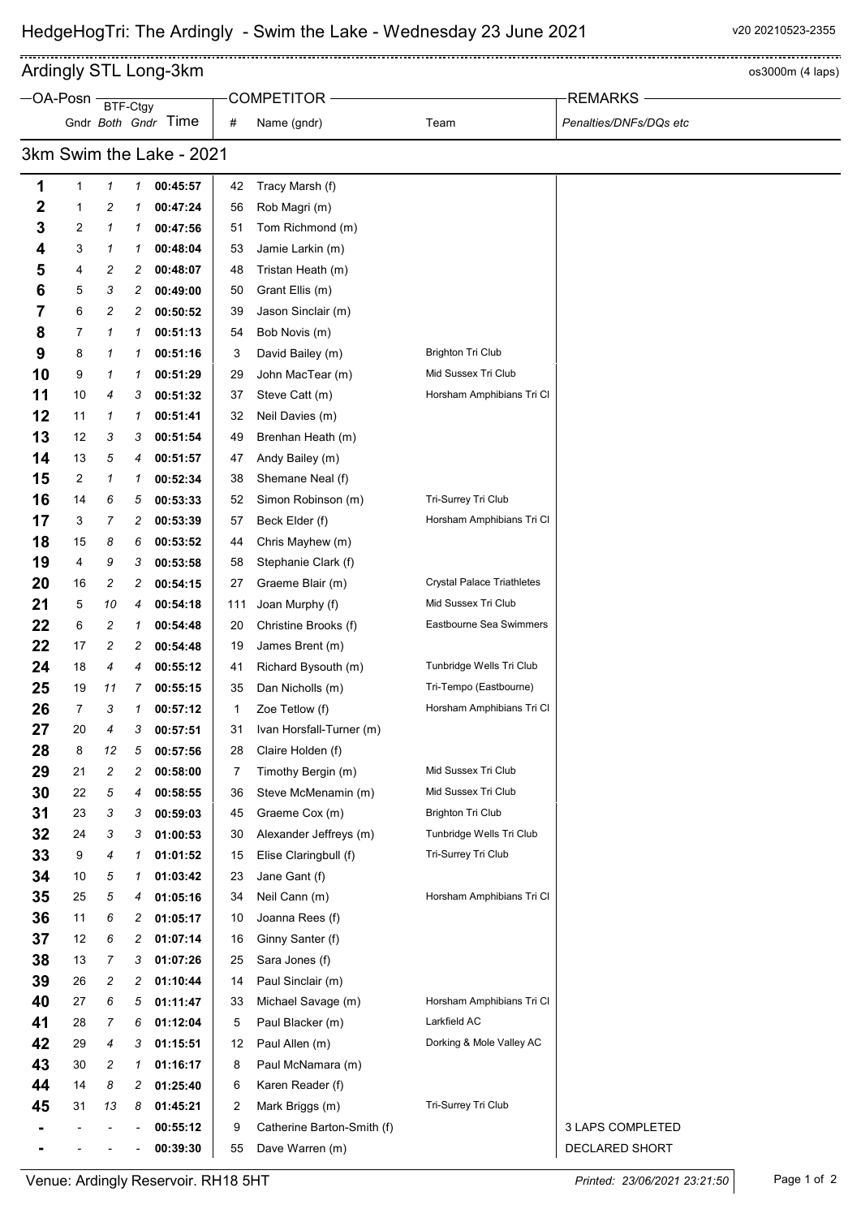# HedgeHogTri: The Ardingly - Swim the Lake - Wednesday 23 June 2021

## Ardingly STL Long-3km

os3000m (4 laps)

### 3km Swim the Lake - 2021

| OA-Posn | Gndr | Both | Gndr | Time | # | Name (gndr) | Team | Penalties/DNFs/DQs etc |
|---|---|---|---|---|---|---|---|---|
| | | BTF-Ctgy | | | COMPETITOR | | | REMARKS |
| 1 | 1 | 1 | 1 | 00:45:57 | 42 | Tracy Marsh (f) | | |
| 2 | 1 | 2 | 1 | 00:47:24 | 56 | Rob Magri (m) | | |
| 3 | 2 | 1 | 1 | 00:47:56 | 51 | Tom Richmond (m) | | |
| 4 | 3 | 1 | 1 | 00:48:04 | 53 | Jamie Larkin (m) | | |
| 5 | 4 | 2 | 2 | 00:48:07 | 48 | Tristan Heath (m) | | |
| 6 | 5 | 3 | 2 | 00:49:00 | 50 | Grant Ellis (m) | | |
| 7 | 6 | 2 | 2 | 00:50:52 | 39 | Jason Sinclair (m) | | |
| 8 | 7 | 1 | 1 | 00:51:13 | 54 | Bob Novis (m) | | |
| 9 | 8 | 1 | 1 | 00:51:16 | 3 | David Bailey (m) | Brighton Tri Club | |
| 10 | 9 | 1 | 1 | 00:51:29 | 29 | John MacTear (m) | Mid Sussex Tri Club | |
| 11 | 10 | 4 | 3 | 00:51:32 | 37 | Steve Catt (m) | Horsham Amphibians Tri Cl | |
| 12 | 11 | 1 | 1 | 00:51:41 | 32 | Neil Davies (m) | | |
| 13 | 12 | 3 | 3 | 00:51:54 | 49 | Brenhan Heath (m) | | |
| 14 | 13 | 5 | 4 | 00:51:57 | 47 | Andy Bailey (m) | | |
| 15 | 2 | 1 | 1 | 00:52:34 | 38 | Shemane Neal (f) | | |
| 16 | 14 | 6 | 5 | 00:53:33 | 52 | Simon Robinson (m) | Tri-Surrey Tri Club | |
| 17 | 3 | 7 | 2 | 00:53:39 | 57 | Beck Elder (f) | Horsham Amphibians Tri Cl | |
| 18 | 15 | 8 | 6 | 00:53:52 | 44 | Chris Mayhew (m) | | |
| 19 | 4 | 9 | 3 | 00:53:58 | 58 | Stephanie Clark (f) | | |
| 20 | 16 | 2 | 2 | 00:54:15 | 27 | Graeme Blair (m) | Crystal Palace Triathletes | |
| 21 | 5 | 10 | 4 | 00:54:18 | 111 | Joan Murphy (f) | Mid Sussex Tri Club | |
| 22 | 6 | 2 | 1 | 00:54:48 | 20 | Christine Brooks (f) | Eastbourne Sea Swimmers | |
| 22 | 17 | 2 | 2 | 00:54:48 | 19 | James Brent (m) | | |
| 24 | 18 | 4 | 4 | 00:55:12 | 41 | Richard Bysouth (m) | Tunbridge Wells Tri Club | |
| 25 | 19 | 11 | 7 | 00:55:15 | 35 | Dan Nicholls (m) | Tri-Tempo (Eastbourne) | |
| 26 | 7 | 3 | 1 | 00:57:12 | 1 | Zoe Tetlow (f) | Horsham Amphibians Tri Cl | |
| 27 | 20 | 4 | 3 | 00:57:51 | 31 | Ivan Horsfall-Turner (m) | | |
| 28 | 8 | 12 | 5 | 00:57:56 | 28 | Claire Holden (f) | | |
| 29 | 21 | 2 | 2 | 00:58:00 | 7 | Timothy Bergin (m) | Mid Sussex Tri Club | |
| 30 | 22 | 5 | 4 | 00:58:55 | 36 | Steve McMenamin (m) | Mid Sussex Tri Club | |
| 31 | 23 | 3 | 3 | 00:59:03 | 45 | Graeme Cox (m) | Brighton Tri Club | |
| 32 | 24 | 3 | 3 | 01:00:53 | 30 | Alexander Jeffreys (m) | Tunbridge Wells Tri Club | |
| 33 | 9 | 4 | 1 | 01:01:52 | 15 | Elise Claringbull (f) | Tri-Surrey Tri Club | |
| 34 | 10 | 5 | 1 | 01:03:42 | 23 | Jane Gant (f) | | |
| 35 | 25 | 5 | 4 | 01:05:16 | 34 | Neil Cann (m) | Horsham Amphibians Tri Cl | |
| 36 | 11 | 6 | 2 | 01:05:17 | 10 | Joanna Rees (f) | | |
| 37 | 12 | 6 | 2 | 01:07:14 | 16 | Ginny Santer (f) | | |
| 38 | 13 | 7 | 3 | 01:07:26 | 25 | Sara Jones (f) | | |
| 39 | 26 | 2 | 2 | 01:10:44 | 14 | Paul Sinclair (m) | | |
| 40 | 27 | 6 | 5 | 01:11:47 | 33 | Michael Savage (m) | Horsham Amphibians Tri Cl | |
| 41 | 28 | 7 | 6 | 01:12:04 | 5 | Paul Blacker (m) | Larkfield AC | |
| 42 | 29 | 4 | 3 | 01:15:51 | 12 | Paul Allen (m) | Dorking & Mole Valley AC | |
| 43 | 30 | 2 | 1 | 01:16:17 | 8 | Paul McNamara (m) | | |
| 44 | 14 | 8 | 2 | 01:25:40 | 6 | Karen Reader (f) | | |
| 45 | 31 | 13 | 8 | 01:45:21 | 2 | Mark Briggs (m) | Tri-Surrey Tri Club | |
| - | - | - | - | 00:55:12 | 9 | Catherine Barton-Smith (f) | | 3 LAPS COMPLETED |
| - | - | - | - | 00:39:30 | 55 | Dave Warren (m) | | DECLARED SHORT |

Venue: Ardingly Reservoir. RH18 5HT

*Printed: 23/06/2021 23:21:50*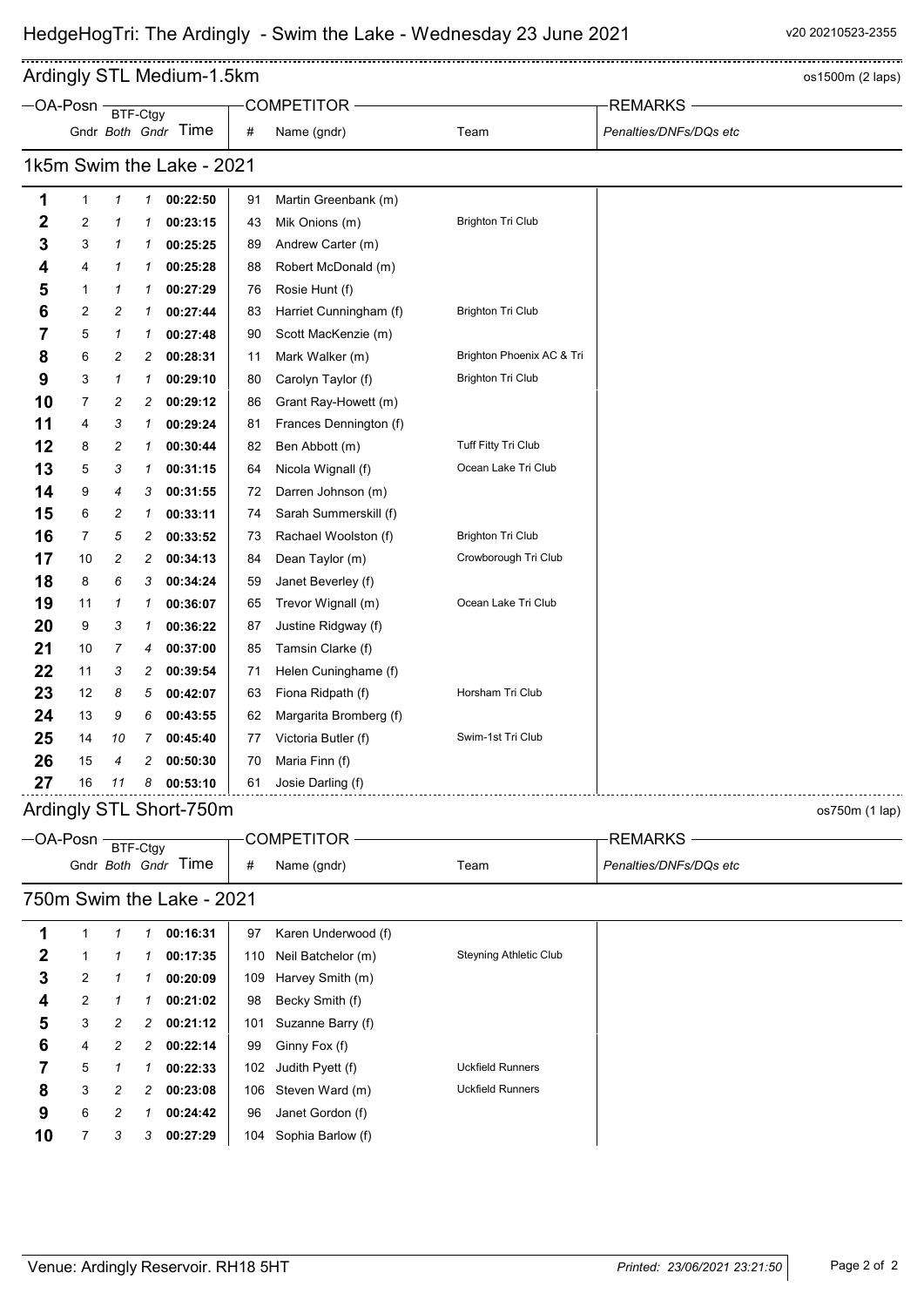# HedgeHogTri: The Ardingly - Swim the Lake - Wednesday 23 June 2021

v20 20210523-2355

## Ardingly STL Medium-1.5km

os1500m (2 laps)

### 1k5m Swim the Lake - 2021

| OA-Posn | BTF-Ctgy Gndr | Both | Gndr | Time | # | Name (gndr) | Team | REMARKS Penalties/DNFs/DQs etc |
|---|---|---|---|---|---|---|---|---|
| **1** | 1 | *1* | *1* | **00:22:50** | 91 | Martin Greenbank (m) | | |
| **2** | 2 | *1* | *1* | **00:23:15** | 43 | Mik Onions (m) | Brighton Tri Club | |
| **3** | 3 | *1* | *1* | **00:25:25** | 89 | Andrew Carter (m) | | |
| **4** | 4 | *1* | *1* | **00:25:28** | 88 | Robert McDonald (m) | | |
| **5** | 1 | *1* | *1* | **00:27:29** | 76 | Rosie Hunt (f) | | |
| **6** | 2 | *2* | *1* | **00:27:44** | 83 | Harriet Cunningham (f) | Brighton Tri Club | |
| **7** | 5 | *1* | *1* | **00:27:48** | 90 | Scott MacKenzie (m) | | |
| **8** | 6 | *2* | *2* | **00:28:31** | 11 | Mark Walker (m) | Brighton Phoenix AC & Tri | |
| **9** | 3 | *1* | *1* | **00:29:10** | 80 | Carolyn Taylor (f) | Brighton Tri Club | |
| **10** | 7 | *2* | *2* | **00:29:12** | 86 | Grant Ray-Howett (m) | | |
| **11** | 4 | *3* | *1* | **00:29:24** | 81 | Frances Dennington (f) | | |
| **12** | 8 | *2* | *1* | **00:30:44** | 82 | Ben Abbott (m) | Tuff Fitty Tri Club | |
| **13** | 5 | *3* | *1* | **00:31:15** | 64 | Nicola Wignall (f) | Ocean Lake Tri Club | |
| **14** | 9 | *4* | *3* | **00:31:55** | 72 | Darren Johnson (m) | | |
| **15** | 6 | *2* | *1* | **00:33:11** | 74 | Sarah Summerskill (f) | | |
| **16** | 7 | *5* | *2* | **00:33:52** | 73 | Rachael Woolston (f) | Brighton Tri Club | |
| **17** | 10 | *2* | *2* | **00:34:13** | 84 | Dean Taylor (m) | Crowborough Tri Club | |
| **18** | 8 | *6* | *3* | **00:34:24** | 59 | Janet Beverley (f) | | |
| **19** | 11 | *1* | *1* | **00:36:07** | 65 | Trevor Wignall (m) | Ocean Lake Tri Club | |
| **20** | 9 | *3* | *1* | **00:36:22** | 87 | Justine Ridgway (f) | | |
| **21** | 10 | *7* | *4* | **00:37:00** | 85 | Tamsin Clarke (f) | | |
| **22** | 11 | *3* | *2* | **00:39:54** | 71 | Helen Cuninghame (f) | | |
| **23** | 12 | *8* | *5* | **00:42:07** | 63 | Fiona Ridpath (f) | Horsham Tri Club | |
| **24** | 13 | *9* | *6* | **00:43:55** | 62 | Margarita Bromberg (f) | | |
| **25** | 14 | *10* | *7* | **00:45:40** | 77 | Victoria Butler (f) | Swim-1st Tri Club | |
| **26** | 15 | *4* | *2* | **00:50:30** | 70 | Maria Finn (f) | | |
| **27** | 16 | *11* | *8* | **00:53:10** | 61 | Josie Darling (f) | | |

## Ardingly STL Short-750m

os750m (1 lap)

### 750m Swim the Lake - 2021

| OA-Posn | BTF-Ctgy Gndr | Both | Gndr | Time | # | Name (gndr) | Team | REMARKS Penalties/DNFs/DQs etc |
|---|---|---|---|---|---|---|---|---|
| **1** | 1 | *1* | *1* | **00:16:31** | 97 | Karen Underwood (f) | | |
| **2** | 1 | *1* | *1* | **00:17:35** | 110 | Neil Batchelor (m) | Steyning Athletic Club | |
| **3** | 2 | *1* | *1* | **00:20:09** | 109 | Harvey Smith (m) | | |
| **4** | 2 | *1* | *1* | **00:21:02** | 98 | Becky Smith (f) | | |
| **5** | 3 | *2* | *2* | **00:21:12** | 101 | Suzanne Barry (f) | | |
| **6** | 4 | *2* | *2* | **00:22:14** | 99 | Ginny Fox (f) | | |
| **7** | 5 | *1* | *1* | **00:22:33** | 102 | Judith Pyett (f) | Uckfield Runners | |
| **8** | 3 | *2* | *2* | **00:23:08** | 106 | Steven Ward (m) | Uckfield Runners | |
| **9** | 6 | *2* | *1* | **00:24:42** | 96 | Janet Gordon (f) | | |
| **10** | 7 | *3* | *3* | **00:27:29** | 104 | Sophia Barlow (f) | | |

Venue: Ardingly Reservoir. RH18 5HT

*Printed: 23/06/2021 23:21:50*